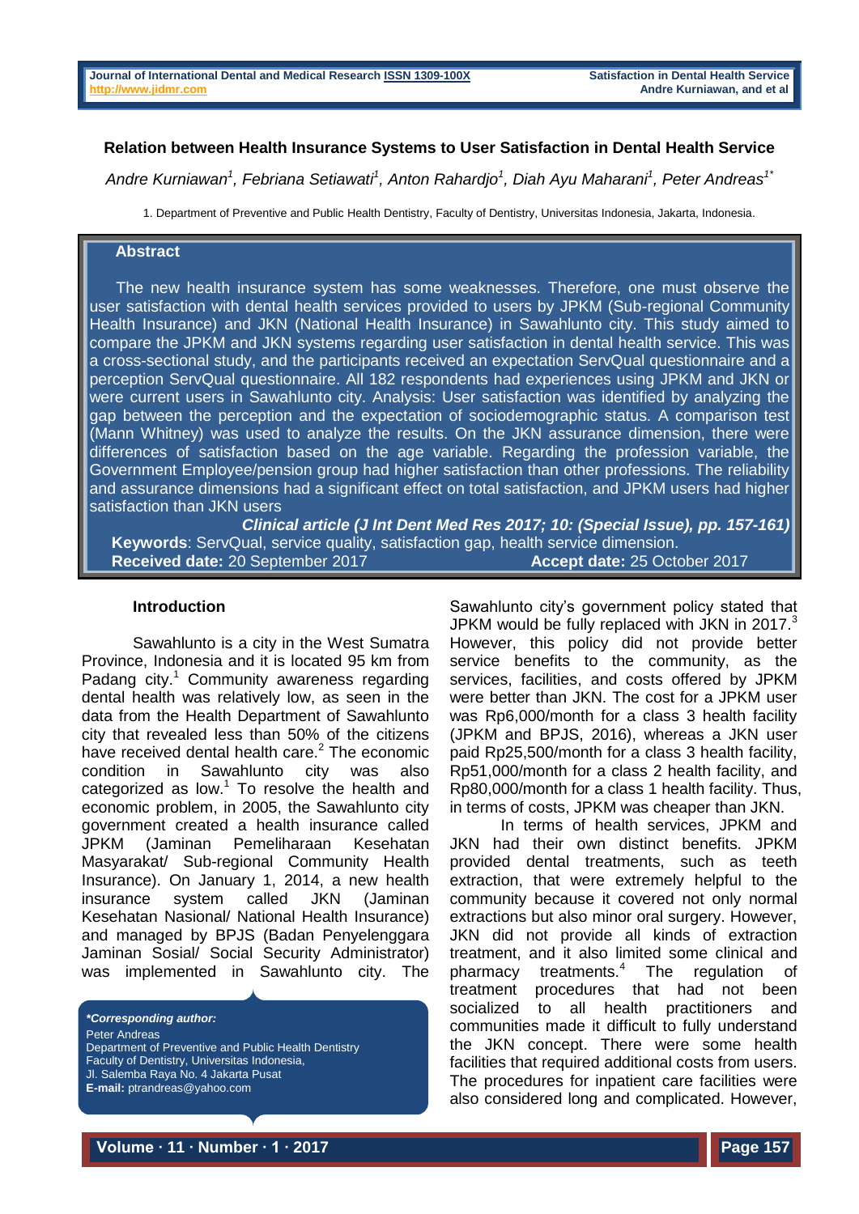# Relation between Health Insurance Systems to User Satisfaction in Dental Health Service

*Andre Kurniawan[1], Febriana Setiawati[1], Anton Rahardjo[1], Diah Ayu Maharani[1], Peter Andreas[1*]*

1. Department of Preventive and Public Health Dentistry, Faculty of Dentistry, Universitas Indonesia, Jakarta, Indonesia.

## Abstract

The new health insurance system has some weaknesses. Therefore, one must observe the user satisfaction with dental health services provided to users by JPKM (Sub-regional Community Health Insurance) and JKN (National Health Insurance) in Sawahlunto city. This study aimed to compare the JPKM and JKN systems regarding user satisfaction in dental health service. This was a cross-sectional study, and the participants received an expectation ServQual questionnaire and a perception ServQual questionnaire. All 182 respondents had experiences using JPKM and JKN or were current users in Sawahlunto city. Analysis: User satisfaction was identified by analyzing the gap between the perception and the expectation of sociodemographic status. A comparison test (Mann Whitney) was used to analyze the results. On the JKN assurance dimension, there were differences of satisfaction based on the age variable. Regarding the profession variable, the Government Employee/pension group had higher satisfaction than other professions. The reliability and assurance dimensions had a significant effect on total satisfaction, and JPKM users had higher satisfaction than JKN users

***Clinical article (J Int Dent Med Res 2017; 10: (Special Issue), pp. 157-161)***

**Keywords**: ServQual, service quality, satisfaction gap, health service dimension.

**Received date:** 20 September 2017 **Accept date:** 25 October 2017

## Introduction

Sawahlunto is a city in the West Sumatra Province, Indonesia and it is located 95 km from Padang city.[1] Community awareness regarding dental health was relatively low, as seen in the data from the Health Department of Sawahlunto city that revealed less than 50% of the citizens have received dental health care.[2] The economic condition in Sawahlunto city was also categorized as low.[1] To resolve the health and economic problem, in 2005, the Sawahlunto city government created a health insurance called JPKM (Jaminan Pemeliharaan Kesehatan Masyarakat/ Sub-regional Community Health Insurance). On January 1, 2014, a new health insurance system called JKN (Jaminan Kesehatan Nasional/ National Health Insurance) and managed by BPJS (Badan Penyelenggara Jaminan Sosial/ Social Security Administrator) was implemented in Sawahlunto city. The Sawahlunto city's government policy stated that JPKM would be fully replaced with JKN in 2017.[3] However, this policy did not provide better service benefits to the community, as the services, facilities, and costs offered by JPKM were better than JKN. The cost for a JPKM user was Rp6,000/month for a class 3 health facility (JPKM and BPJS, 2016), whereas a JKN user paid Rp25,500/month for a class 3 health facility, Rp51,000/month for a class 2 health facility, and Rp80,000/month for a class 1 health facility. Thus, in terms of costs, JPKM was cheaper than JKN.

In terms of health services, JPKM and JKN had their own distinct benefits. JPKM provided dental treatments, such as teeth extraction, that were extremely helpful to the community because it covered not only normal extractions but also minor oral surgery. However, JKN did not provide all kinds of extraction treatment, and it also limited some clinical and pharmacy treatments.[4] The regulation of treatment procedures that had not been socialized to all health practitioners and communities made it difficult to fully understand the JKN concept. There were some health facilities that required additional costs from users. The procedures for inpatient care facilities were also considered long and complicated. However,

***Corresponding author:**
Peter Andreas
Department of Preventive and Public Health Dentistry
Faculty of Dentistry, Universitas Indonesia,
Jl. Salemba Raya No. 4 Jakarta Pusat
**E-mail:** ptrandreas@yahoo.com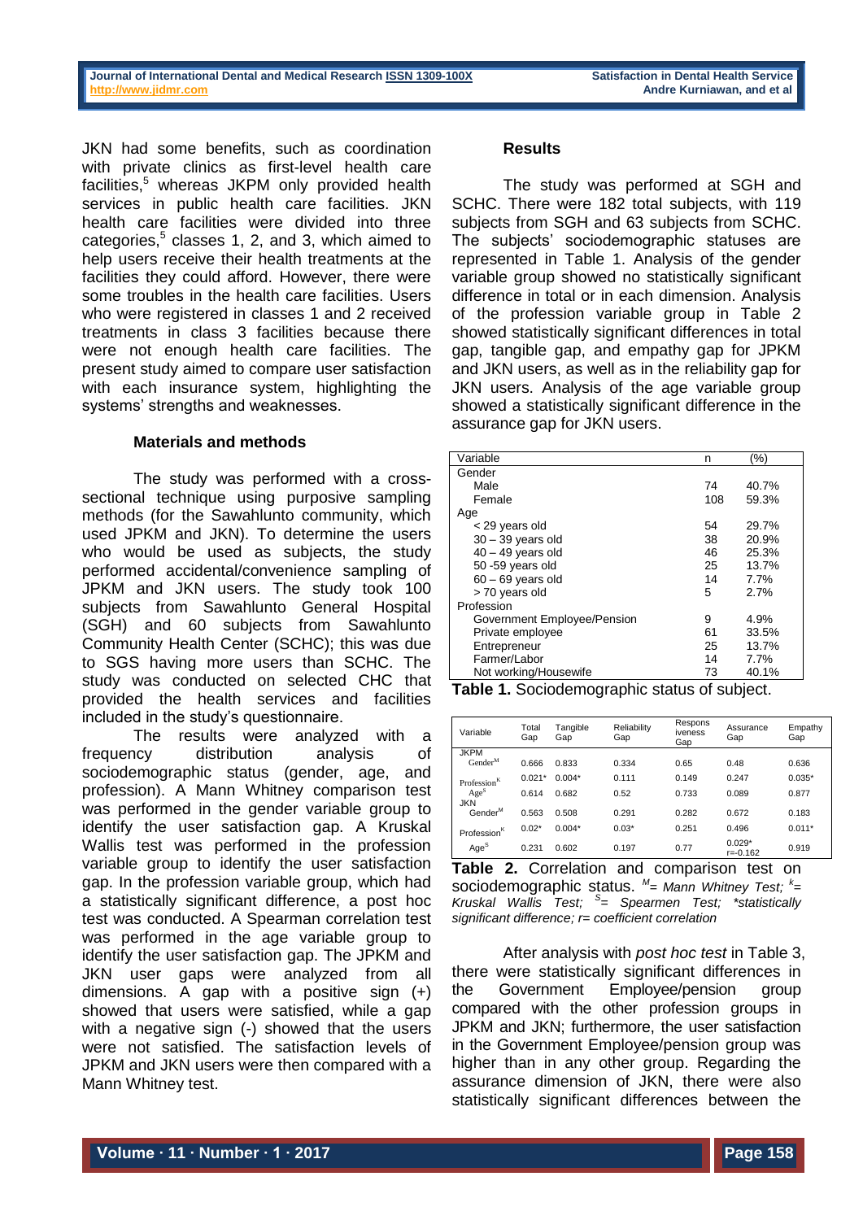JKN had some benefits, such as coordination with private clinics as first-level health care facilities,[5] whereas JKPM only provided health services in public health care facilities. JKN health care facilities were divided into three categories,[5] classes 1, 2, and 3, which aimed to help users receive their health treatments at the facilities they could afford. However, there were some troubles in the health care facilities. Users who were registered in classes 1 and 2 received treatments in class 3 facilities because there were not enough health care facilities. The present study aimed to compare user satisfaction with each insurance system, highlighting the systems' strengths and weaknesses.

## Materials and methods

The study was performed with a cross-sectional technique using purposive sampling methods (for the Sawahlunto community, which used JPKM and JKN). To determine the users who would be used as subjects, the study performed accidental/convenience sampling of JPKM and JKN users. The study took 100 subjects from Sawahlunto General Hospital (SGH) and 60 subjects from Sawahlunto Community Health Center (SCHC); this was due to SGS having more users than SCHC. The study was conducted on selected CHC that provided the health services and facilities included in the study's questionnaire.

The results were analyzed with a frequency distribution analysis of sociodemographic status (gender, age, and profession). A Mann Whitney comparison test was performed in the gender variable group to identify the user satisfaction gap. A Kruskal Wallis test was performed in the profession variable group to identify the user satisfaction gap. In the profession variable group, which had a statistically significant difference, a post hoc test was conducted. A Spearman correlation test was performed in the age variable group to identify the user satisfaction gap. The JPKM and JKN user gaps were analyzed from all dimensions. A gap with a positive sign (+) showed that users were satisfied, while a gap with a negative sign (-) showed that the users were not satisfied. The satisfaction levels of JPKM and JKN users were then compared with a Mann Whitney test.

## Results

The study was performed at SGH and SCHC. There were 182 total subjects, with 119 subjects from SGH and 63 subjects from SCHC. The subjects' sociodemographic statuses are represented in Table 1. Analysis of the gender variable group showed no statistically significant difference in total or in each dimension. Analysis of the profession variable group in Table 2 showed statistically significant differences in total gap, tangible gap, and empathy gap for JPKM and JKN users, as well as in the reliability gap for JKN users. Analysis of the age variable group showed a statistically significant difference in the assurance gap for JKN users.

| Variable | n | (%) |
|---|---|---|
| Gender | | |
| Male | 74 | 40.7% |
| Female | 108 | 59.3% |
| Age | | |
| < 29 years old | 54 | 29.7% |
| 30 – 39 years old | 38 | 20.9% |
| 40 – 49 years old | 46 | 25.3% |
| 50 -59 years old | 25 | 13.7% |
| 60 – 69 years old | 14 | 7.7% |
| > 70 years old | 5 | 2.7% |
| Profession | | |
| Government Employee/Pension | 9 | 4.9% |
| Private employee | 61 | 33.5% |
| Entrepreneur | 25 | 13.7% |
| Farmer/Labor | 14 | 7.7% |
| Not working/Housewife | 73 | 40.1% |

**Table 1.** Sociodemographic status of subject.

| Variable | Total Gap | Tangible Gap | Reliability Gap | Responsiveness Gap | Assurance Gap | Empathy Gap |
|---|---|---|---|---|---|---|
| JKPM | | | | | | |
| Gender$^M$ | 0.666 | 0.833 | 0.334 | 0.65 | 0.48 | 0.636 |
| Profession$^K$ | 0.021* | 0.004* | 0.111 | 0.149 | 0.247 | 0.035* |
| Age$^S$ | 0.614 | 0.682 | 0.52 | 0.733 | 0.089 | 0.877 |
| JKN | | | | | | |
| Gender$^M$ | 0.563 | 0.508 | 0.291 | 0.282 | 0.672 | 0.183 |
| Profession$^K$ | 0.02* | 0.004* | 0.03* | 0.251 | 0.496 | 0.011* |
| Age$^S$ | 0.231 | 0.602 | 0.197 | 0.77 | 0.029* r=-0.162 | 0.919 |

**Table 2.** Correlation and comparison test on sociodemographic status. *$^M$= Mann Whitney Test; $^K$= Kruskal Wallis Test; $^S$= Spearmen Test; \*statistically significant difference; r= coefficient correlation*

After analysis with *post hoc test* in Table 3, there were statistically significant differences in the Government Employee/pension group compared with the other profession groups in JPKM and JKN; furthermore, the user satisfaction in the Government Employee/pension group was higher than in any other group. Regarding the assurance dimension of JKN, there were also statistically significant differences between the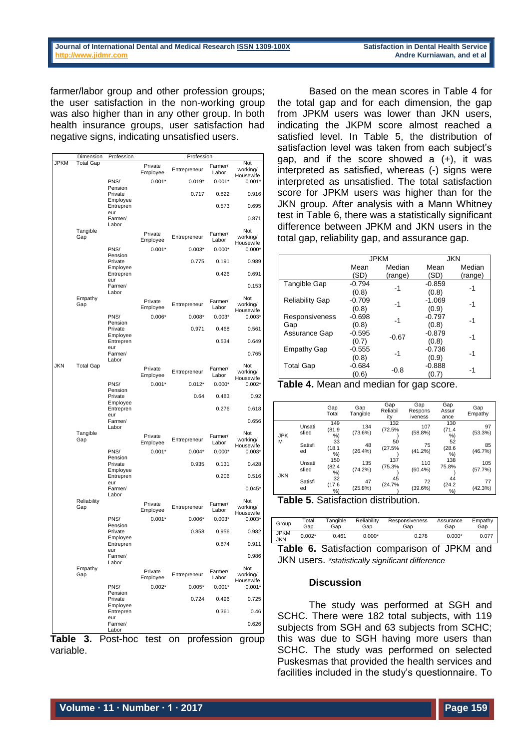farmer/labor group and other profession groups; the user satisfaction in the non-working group was also higher than in any other group. In both health insurance groups, user satisfaction had negative signs, indicating unsatisfied users.

| | Dimension | Profession | Profession | | | |
|---|---|---|---|---|---|---|
| JPKM | Total Gap | | Private Employee | Entrepreneur | Farmer/ Labor | Not working/ Housewife |
| | | PNS/ Pension | 0.001* | 0.019* | 0.001* | 0.001* |
| | | Private Employee | | 0.717 | 0.822 | 0.916 |
| | | Entrepreneur | | | 0.573 | 0.695 |
| | | Farmer/ Labor | | | | 0.871 |
| | Tangible Gap | | Private Employee | Entrepreneur | Farmer/ Labor | Not working/ Housewife |
| | | PNS/ Pension | 0.001* | 0.003* | 0.000* | 0.000* |
| | | Private Employee | | 0.775 | 0.191 | 0.989 |
| | | Entrepreneur | | | 0.426 | 0.691 |
| | | Farmer/ Labor | | | | 0.153 |
| | Empathy Gap | | Private Employee | Entrepreneur | Farmer/ Labor | Not working/ Housewife |
| | | PNS/ Pension | 0.006* | 0.008* | 0.003* | 0.003* |
| | | Private Employee | | 0.971 | 0.468 | 0.561 |
| | | Entrepreneur | | | 0.534 | 0.649 |
| | | Farmer/ Labor | | | | 0.765 |
| JKN | Total Gap | | Private Employee | Entrepreneur | Farmer/ Labor | Not working/ Housewife |
| | | PNS/ Pension | 0.001* | 0.012* | 0.000* | 0.002* |
| | | Private Employee | | 0.64 | 0.483 | 0.92 |
| | | Entrepreneur | | | 0.276 | 0.618 |
| | | Farmer/ Labor | | | | 0.656 |
| | Tangible Gap | | Private Employee | Entrepreneur | Farmer/ Labor | Not working/ Housewife |
| | | PNS/ Pension | 0.001* | 0.004* | 0.000* | 0.003* |
| | | Private Employee | | 0.935 | 0.131 | 0.428 |
| | | Entrepreneur | | | 0.206 | 0.516 |
| | | Farmer/ Labor | | | | 0.045* |
| | Reliability Gap | | Private Employee | Entrepreneur | Farmer/ Labor | Not working/ Housewife |
| | | PNS/ Pension | 0.001* | 0.006* | 0.003* | 0.003* |
| | | Private Employee | | 0.858 | 0.956 | 0.982 |
| | | Entrepreneur | | | 0.874 | 0.911 |
| | | Farmer/ Labor | | | | 0.986 |
| | Empathy Gap | | Private Employee | Entrepreneur | Farmer/ Labor | Not working/ Housewife |
| | | PNS/ Pension | 0.002* | 0.005* | 0.001* | 0.001* |
| | | Private Employee | | 0.724 | 0.496 | 0.725 |
| | | Entrepreneur | | | 0.361 | 0.46 |
| | | Farmer/ Labor | | | | 0.626 |

**Table 3.** Post-hoc test on profession group variable.

Based on the mean scores in Table 4 for the total gap and for each dimension, the gap from JPKM users was lower than JKN users, indicating the JKPM score almost reached a satisfied level. In Table 5, the distribution of satisfaction level was taken from each subject's gap, and if the score showed a (+), it was interpreted as satisfied, whereas (-) signs were interpreted as unsatisfied. The total satisfaction score for JPKM users was higher than for the JKN group. After analysis with a Mann Whitney test in Table 6, there was a statistically significant difference between JPKM and JKN users in the total gap, reliability gap, and assurance gap.

| | JPKM | | JKN | |
|---|---|---|---|---|
| | Mean (SD) | Median (range) | Mean (SD) | Median (range) |
| Tangible Gap | -0.794 (0.8) | -1 | -0.859 (0.8) | -1 |
| Reliability Gap | -0.709 (0.8) | -1 | -1.069 (0.9) | -1 |
| Responsiveness Gap | -0.698 (0.8) | -1 | -0.797 (0.8) | -1 |
| Assurance Gap | -0.595 (0.7) | -0.67 | -0.879 (0.8) | -1 |
| Empathy Gap | -0.555 (0.8) | -1 | -0.736 (0.9) | -1 |
| Total Gap | -0.684 (0.6) | -0.8 | -0.888 (0.7) | -1 |

**Table 4.** Mean and median for gap score.

| | | Gap Total | Gap Tangible | Gap Reliability | Gap Responsiveness | Gap Assurance | Gap Empathy |
|---|---|---|---|---|---|---|---|
| JPKM | Unsatisfied | 149 (81.9%) | 134 (73.6%) | 132 (72.5%) | 107 (58.8%) | 130 (71.4%) | 97 (53.3%) |
| | Satisfied | 33 (18.1%) | 48 (26.4%) | 50 (27.5%) | 75 (41.2%) | 52 (28.6%) | 85 (46.7%) |
| JKN | Unsatisfied | 150 (82.4%) | 135 (74.2%) | 137 (75.3%) | 110 (60.4%) | 138 75.8%) | 105 (57.7%) |
| | Satisfied | 32 (17.6%) | 47 (25.8%) | 45 (24.7%) | 72 (39.6%) | 44 (24.2%) | 77 (42.3%) |

**Table 5.** Satisfaction distribution.

| Group | Total Gap | Tangible Gap | Reliability Gap | Responsiveness Gap | Assurance Gap | Empathy Gap |
|---|---|---|---|---|---|---|
| JPKM JKN | 0.002* | 0.461 | 0.000* | 0.278 | 0.000* | 0.077 |

**Table 6.** Satisfaction comparison of JPKM and JKN users. *\*statistically significant difference*

## Discussion

The study was performed at SGH and SCHC. There were 182 total subjects, with 119 subjects from SGH and 63 subjects from SCHC; this was due to SGH having more users than SCHC. The study was performed on selected Puskesmas that provided the health services and facilities included in the study's questionnaire. To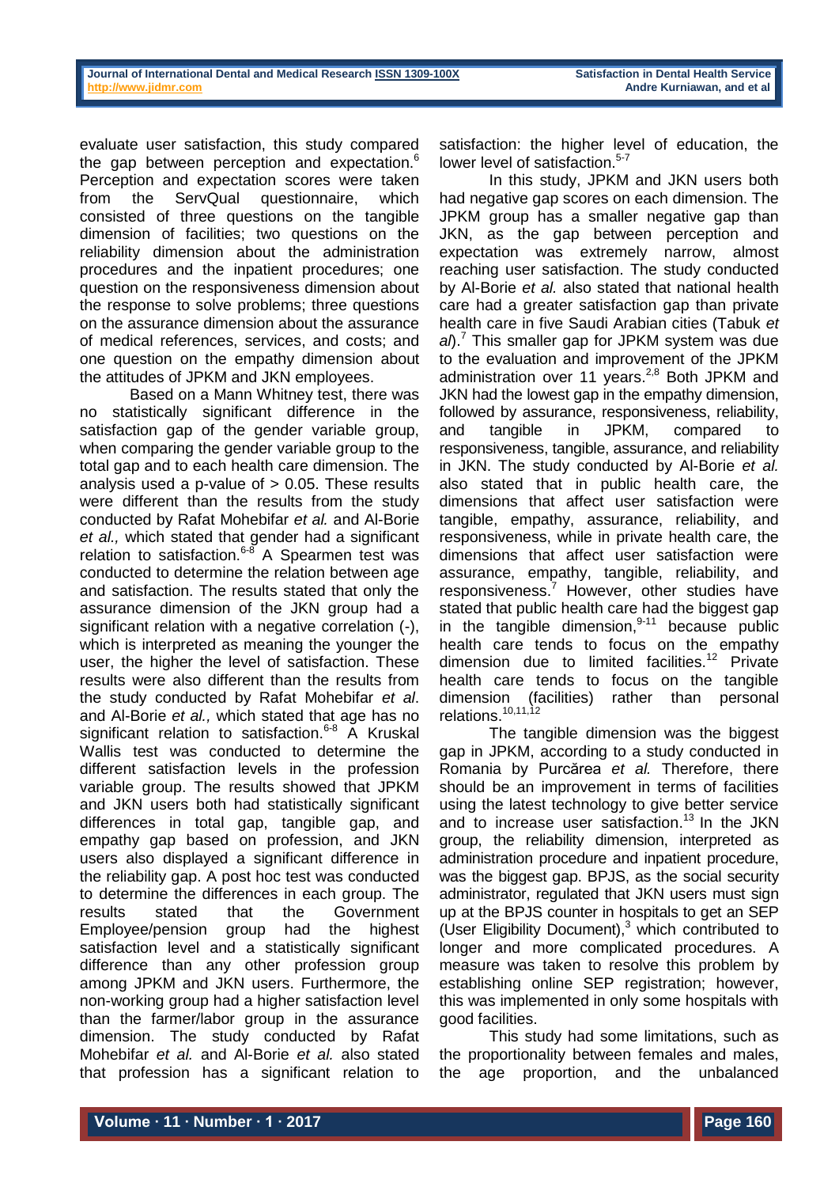evaluate user satisfaction, this study compared the gap between perception and expectation.[6] Perception and expectation scores were taken from the ServQual questionnaire, which consisted of three questions on the tangible dimension of facilities; two questions on the reliability dimension about the administration procedures and the inpatient procedures; one question on the responsiveness dimension about the response to solve problems; three questions on the assurance dimension about the assurance of medical references, services, and costs; and one question on the empathy dimension about the attitudes of JPKM and JKN employees.

Based on a Mann Whitney test, there was no statistically significant difference in the satisfaction gap of the gender variable group, when comparing the gender variable group to the total gap and to each health care dimension. The analysis used a p-value of $> 0.05$. These results were different than the results from the study conducted by Rafat Mohebifar *et al.* and Al-Borie *et al.,* which stated that gender had a significant relation to satisfaction.[6-8] A Spearmen test was conducted to determine the relation between age and satisfaction. The results stated that only the assurance dimension of the JKN group had a significant relation with a negative correlation (-), which is interpreted as meaning the younger the user, the higher the level of satisfaction. These results were also different than the results from the study conducted by Rafat Mohebifar *et al*. and Al-Borie *et al.,* which stated that age has no significant relation to satisfaction.[6-8] A Kruskal Wallis test was conducted to determine the different satisfaction levels in the profession variable group. The results showed that JPKM and JKN users both had statistically significant differences in total gap, tangible gap, and empathy gap based on profession, and JKN users also displayed a significant difference in the reliability gap. A post hoc test was conducted to determine the differences in each group. The results stated that the Government Employee/pension group had the highest satisfaction level and a statistically significant difference than any other profession group among JPKM and JKN users. Furthermore, the non-working group had a higher satisfaction level than the farmer/labor group in the assurance dimension. The study conducted by Rafat Mohebifar *et al.* and Al-Borie *et al.* also stated that profession has a significant relation to satisfaction: the higher level of education, the lower level of satisfaction.[5-7]

In this study, JPKM and JKN users both had negative gap scores on each dimension. The JPKM group has a smaller negative gap than JKN, as the gap between perception and expectation was extremely narrow, almost reaching user satisfaction. The study conducted by Al-Borie *et al.* also stated that national health care had a greater satisfaction gap than private health care in five Saudi Arabian cities (Tabuk *et al*).[7] This smaller gap for JPKM system was due to the evaluation and improvement of the JPKM administration over 11 years.[2,8] Both JPKM and JKN had the lowest gap in the empathy dimension, followed by assurance, responsiveness, reliability, and tangible in JPKM, compared to responsiveness, tangible, assurance, and reliability in JKN. The study conducted by Al-Borie *et al.* also stated that in public health care, the dimensions that affect user satisfaction were tangible, empathy, assurance, reliability, and responsiveness, while in private health care, the dimensions that affect user satisfaction were assurance, empathy, tangible, reliability, and responsiveness.[7] However, other studies have stated that public health care had the biggest gap in the tangible dimension,[9-11] because public health care tends to focus on the empathy dimension due to limited facilities.[12] Private health care tends to focus on the tangible dimension (facilities) rather than personal relations.[10,11,12]

The tangible dimension was the biggest gap in JPKM, according to a study conducted in Romania by Purcărea *et al.* Therefore, there should be an improvement in terms of facilities using the latest technology to give better service and to increase user satisfaction.[13] In the JKN group, the reliability dimension, interpreted as administration procedure and inpatient procedure, was the biggest gap. BPJS, as the social security administrator, regulated that JKN users must sign up at the BPJS counter in hospitals to get an SEP (User Eligibility Document),[3] which contributed to longer and more complicated procedures. A measure was taken to resolve this problem by establishing online SEP registration; however, this was implemented in only some hospitals with good facilities.

This study had some limitations, such as the proportionality between females and males, the age proportion, and the unbalanced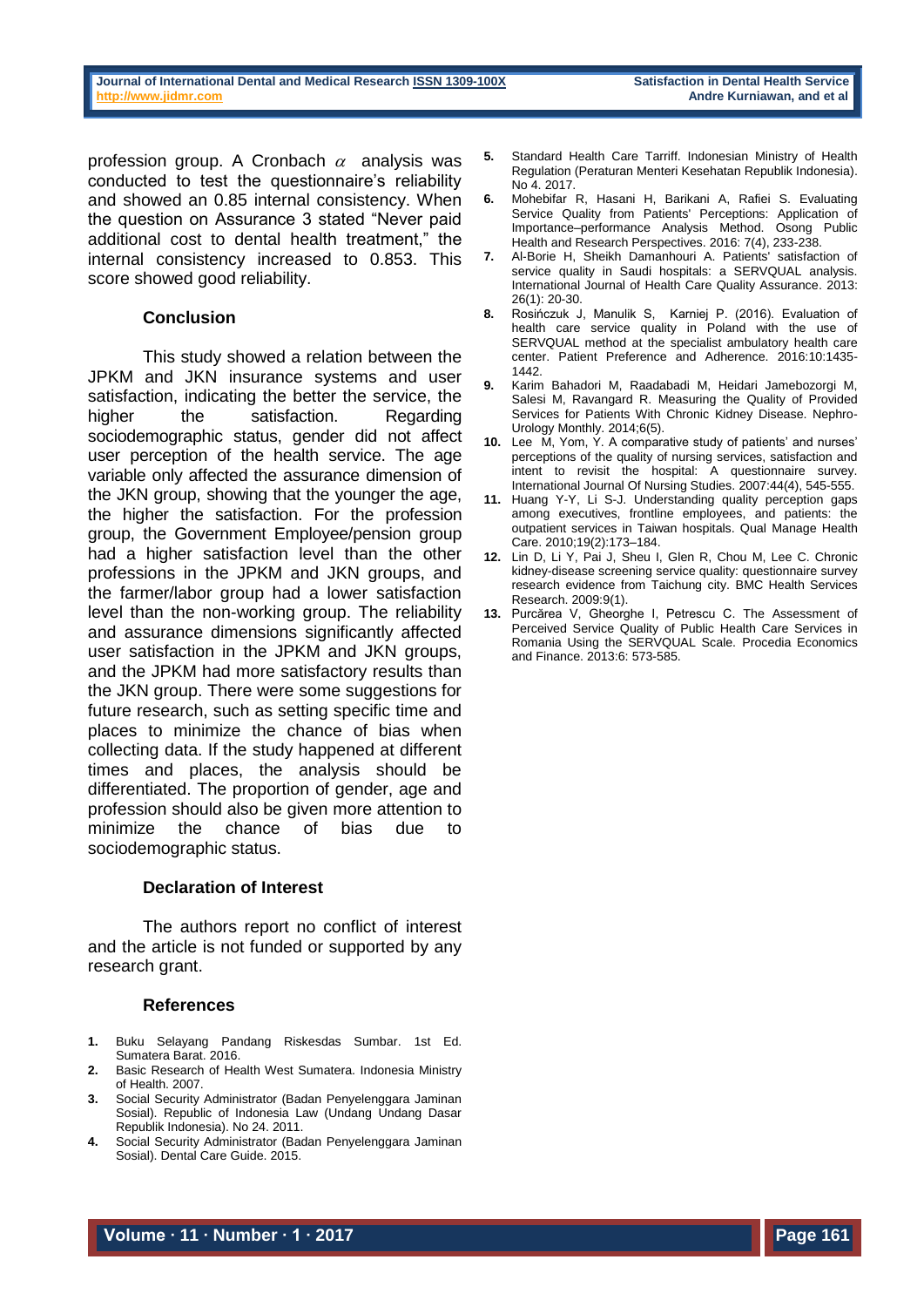profession group. A Cronbach $\alpha$ analysis was conducted to test the questionnaire's reliability and showed an 0.85 internal consistency. When the question on Assurance 3 stated "Never paid additional cost to dental health treatment," the internal consistency increased to 0.853. This score showed good reliability.

### Conclusion

This study showed a relation between the JPKM and JKN insurance systems and user satisfaction, indicating the better the service, the higher the satisfaction. Regarding sociodemographic status, gender did not affect user perception of the health service. The age variable only affected the assurance dimension of the JKN group, showing that the younger the age, the higher the satisfaction. For the profession group, the Government Employee/pension group had a higher satisfaction level than the other professions in the JPKM and JKN groups, and the farmer/labor group had a lower satisfaction level than the non-working group. The reliability and assurance dimensions significantly affected user satisfaction in the JPKM and JKN groups, and the JPKM had more satisfactory results than the JKN group. There were some suggestions for future research, such as setting specific time and places to minimize the chance of bias when collecting data. If the study happened at different times and places, the analysis should be differentiated. The proportion of gender, age and profession should also be given more attention to minimize the chance of bias due to sociodemographic status.

### Declaration of Interest

The authors report no conflict of interest and the article is not funded or supported by any research grant.

### References

1. Buku Selayang Pandang Riskesdas Sumbar. 1st Ed. Sumatera Barat. 2016.
2. Basic Research of Health West Sumatera. Indonesia Ministry of Health. 2007.
3. Social Security Administrator (Badan Penyelenggara Jaminan Sosial). Republic of Indonesia Law (Undang Undang Dasar Republik Indonesia). No 24. 2011.
4. Social Security Administrator (Badan Penyelenggara Jaminan Sosial). Dental Care Guide. 2015.
5. Standard Health Care Tarriff. Indonesian Ministry of Health Regulation (Peraturan Menteri Kesehatan Republik Indonesia). No 4. 2017.
6. Mohebifar R, Hasani H, Barikani A, Rafiei S. Evaluating Service Quality from Patients' Perceptions: Application of Importance–performance Analysis Method. Osong Public Health and Research Perspectives. 2016: 7(4), 233-238.
7. Al-Borie H, Sheikh Damanhouri A. Patients' satisfaction of service quality in Saudi hospitals: a SERVQUAL analysis. International Journal of Health Care Quality Assurance. 2013: 26(1): 20-30.
8. Rosińczuk J, Manulik S, Karniej P. (2016). Evaluation of health care service quality in Poland with the use of SERVQUAL method at the specialist ambulatory health care center. Patient Preference and Adherence. 2016:10:1435-1442.
9. Karim Bahadori M, Raadabadi M, Heidari Jamebozorgi M, Salesi M, Ravangard R. Measuring the Quality of Provided Services for Patients With Chronic Kidney Disease. Nephro-Urology Monthly. 2014;6(5).
10. Lee M, Yom, Y. A comparative study of patients' and nurses' perceptions of the quality of nursing services, satisfaction and intent to revisit the hospital: A questionnaire survey. International Journal Of Nursing Studies. 2007:44(4), 545-555.
11. Huang Y-Y, Li S-J. Understanding quality perception gaps among executives, frontline employees, and patients: the outpatient services in Taiwan hospitals. Qual Manage Health Care. 2010;19(2):173–184.
12. Lin D, Li Y, Pai J, Sheu I, Glen R, Chou M, Lee C. Chronic kidney-disease screening service quality: questionnaire survey research evidence from Taichung city. BMC Health Services Research. 2009:9(1).
13. Purcărea V, Gheorghe I, Petrescu C. The Assessment of Perceived Service Quality of Public Health Care Services in Romania Using the SERVQUAL Scale. Procedia Economics and Finance. 2013:6: 573-585.